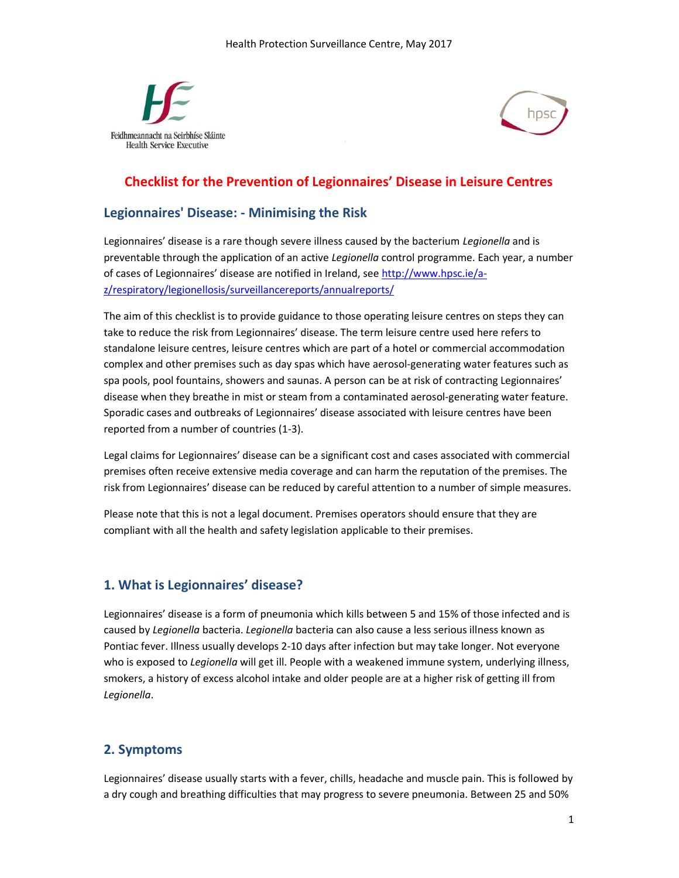# Checklist for the Prevention of Legionnaires' Disease in Leisure Centres

## Legionnaires' Disease: - Minimising the Risk

Legionnaires' disease is a rare though severe illness caused by the bacterium *Legionella* and is preventable through the application of an active *Legionella* control programme. Each year, a number of cases of Legionnaires' disease are notified in Ireland, see http://www.hpsc.ie/a-z/respiratory/legionellosis/surveillancereports/annualreports/

The aim of this checklist is to provide guidance to those operating leisure centres on steps they can take to reduce the risk from Legionnaires' disease. The term leisure centre used here refers to standalone leisure centres, leisure centres which are part of a hotel or commercial accommodation complex and other premises such as day spas which have aerosol-generating water features such as spa pools, pool fountains, showers and saunas. A person can be at risk of contracting Legionnaires' disease when they breathe in mist or steam from a contaminated aerosol-generating water feature. Sporadic cases and outbreaks of Legionnaires' disease associated with leisure centres have been reported from a number of countries (1-3).

Legal claims for Legionnaires' disease can be a significant cost and cases associated with commercial premises often receive extensive media coverage and can harm the reputation of the premises. The risk from Legionnaires' disease can be reduced by careful attention to a number of simple measures.

Please note that this is not a legal document. Premises operators should ensure that they are compliant with all the health and safety legislation applicable to their premises.

## 1. What is Legionnaires' disease?

Legionnaires' disease is a form of pneumonia which kills between 5 and 15% of those infected and is caused by *Legionella* bacteria. *Legionella* bacteria can also cause a less serious illness known as Pontiac fever. Illness usually develops 2-10 days after infection but may take longer. Not everyone who is exposed to *Legionella* will get ill. People with a weakened immune system, underlying illness, smokers, a history of excess alcohol intake and older people are at a higher risk of getting ill from *Legionella*.

## 2. Symptoms

Legionnaires' disease usually starts with a fever, chills, headache and muscle pain. This is followed by a dry cough and breathing difficulties that may progress to severe pneumonia. Between 25 and 50%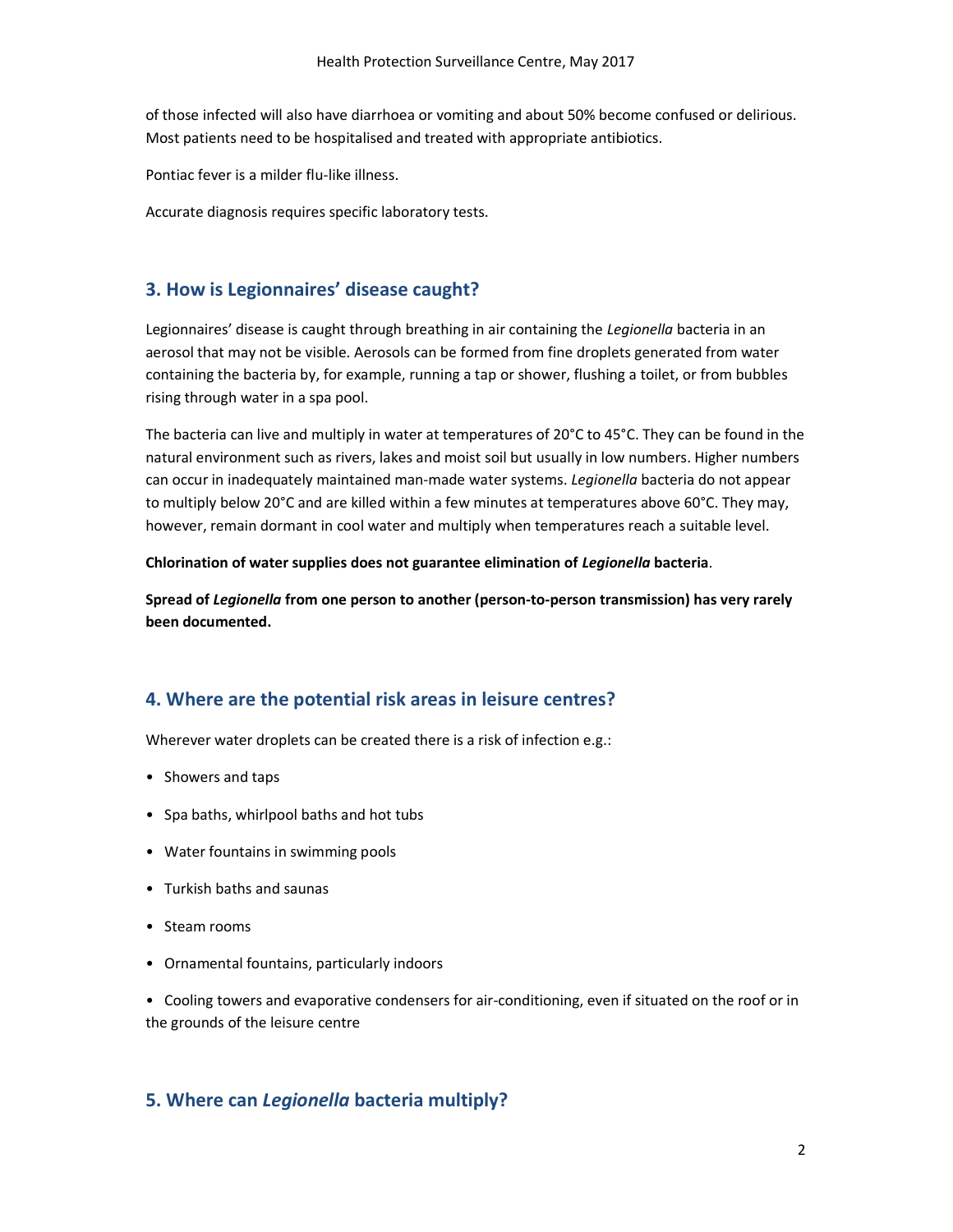of those infected will also have diarrhoea or vomiting and about 50% become confused or delirious. Most patients need to be hospitalised and treated with appropriate antibiotics.

Pontiac fever is a milder flu-like illness.

Accurate diagnosis requires specific laboratory tests.

## 3. How is Legionnaires' disease caught?

Legionnaires' disease is caught through breathing in air containing the *Legionella* bacteria in an aerosol that may not be visible. Aerosols can be formed from fine droplets generated from water containing the bacteria by, for example, running a tap or shower, flushing a toilet, or from bubbles rising through water in a spa pool.

The bacteria can live and multiply in water at temperatures of 20°C to 45°C. They can be found in the natural environment such as rivers, lakes and moist soil but usually in low numbers. Higher numbers can occur in inadequately maintained man-made water systems. *Legionella* bacteria do not appear to multiply below 20°C and are killed within a few minutes at temperatures above 60°C. They may, however, remain dormant in cool water and multiply when temperatures reach a suitable level.

**Chlorination of water supplies does not guarantee elimination of *Legionella* bacteria**.

**Spread of *Legionella* from one person to another (person-to-person transmission) has very rarely been documented.**

## 4. Where are the potential risk areas in leisure centres?

Wherever water droplets can be created there is a risk of infection e.g.:

- Showers and taps
- Spa baths, whirlpool baths and hot tubs
- Water fountains in swimming pools
- Turkish baths and saunas
- Steam rooms
- Ornamental fountains, particularly indoors
- Cooling towers and evaporative condensers for air-conditioning, even if situated on the roof or in the grounds of the leisure centre

## 5. Where can *Legionella* bacteria multiply?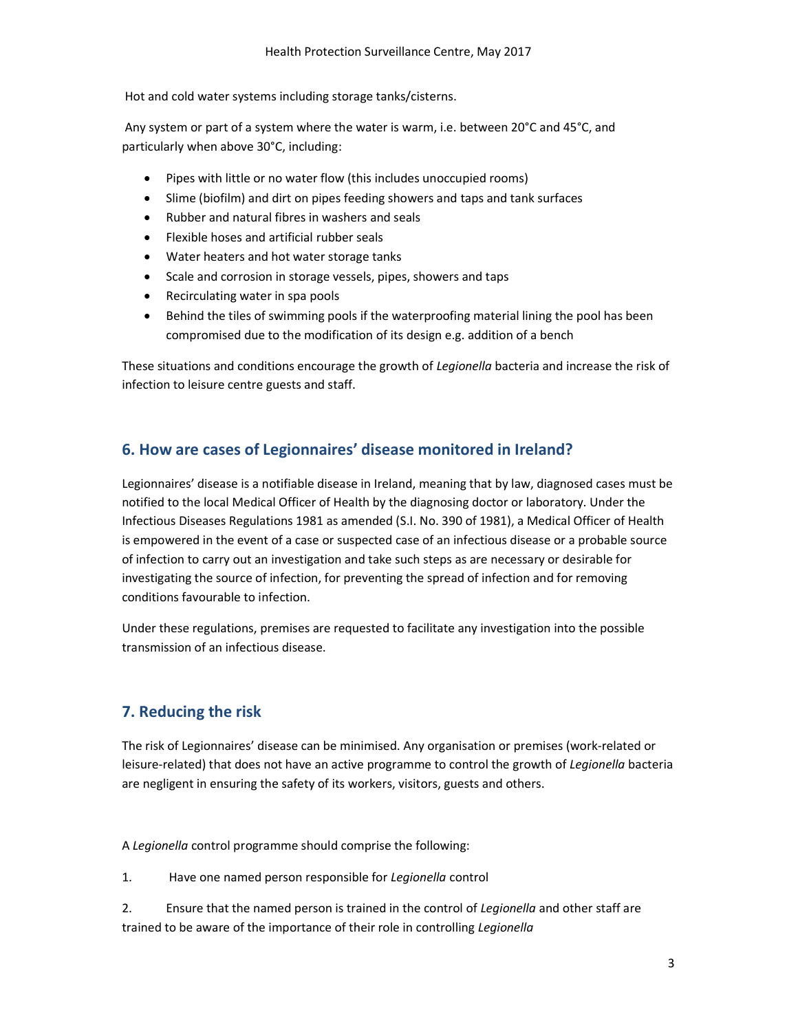Hot and cold water systems including storage tanks/cisterns.

Any system or part of a system where the water is warm, i.e. between 20°C and 45°C, and particularly when above 30°C, including:

- Pipes with little or no water flow (this includes unoccupied rooms)
- Slime (biofilm) and dirt on pipes feeding showers and taps and tank surfaces
- Rubber and natural fibres in washers and seals
- Flexible hoses and artificial rubber seals
- Water heaters and hot water storage tanks
- Scale and corrosion in storage vessels, pipes, showers and taps
- Recirculating water in spa pools
- Behind the tiles of swimming pools if the waterproofing material lining the pool has been compromised due to the modification of its design e.g. addition of a bench

These situations and conditions encourage the growth of *Legionella* bacteria and increase the risk of infection to leisure centre guests and staff.

## 6. How are cases of Legionnaires' disease monitored in Ireland?

Legionnaires' disease is a notifiable disease in Ireland, meaning that by law, diagnosed cases must be notified to the local Medical Officer of Health by the diagnosing doctor or laboratory. Under the Infectious Diseases Regulations 1981 as amended (S.I. No. 390 of 1981), a Medical Officer of Health is empowered in the event of a case or suspected case of an infectious disease or a probable source of infection to carry out an investigation and take such steps as are necessary or desirable for investigating the source of infection, for preventing the spread of infection and for removing conditions favourable to infection.

Under these regulations, premises are requested to facilitate any investigation into the possible transmission of an infectious disease.

## 7. Reducing the risk

The risk of Legionnaires' disease can be minimised. Any organisation or premises (work-related or leisure-related) that does not have an active programme to control the growth of *Legionella* bacteria are negligent in ensuring the safety of its workers, visitors, guests and others.

A *Legionella* control programme should comprise the following:

1. Have one named person responsible for *Legionella* control

2. Ensure that the named person is trained in the control of *Legionella* and other staff are trained to be aware of the importance of their role in controlling *Legionella*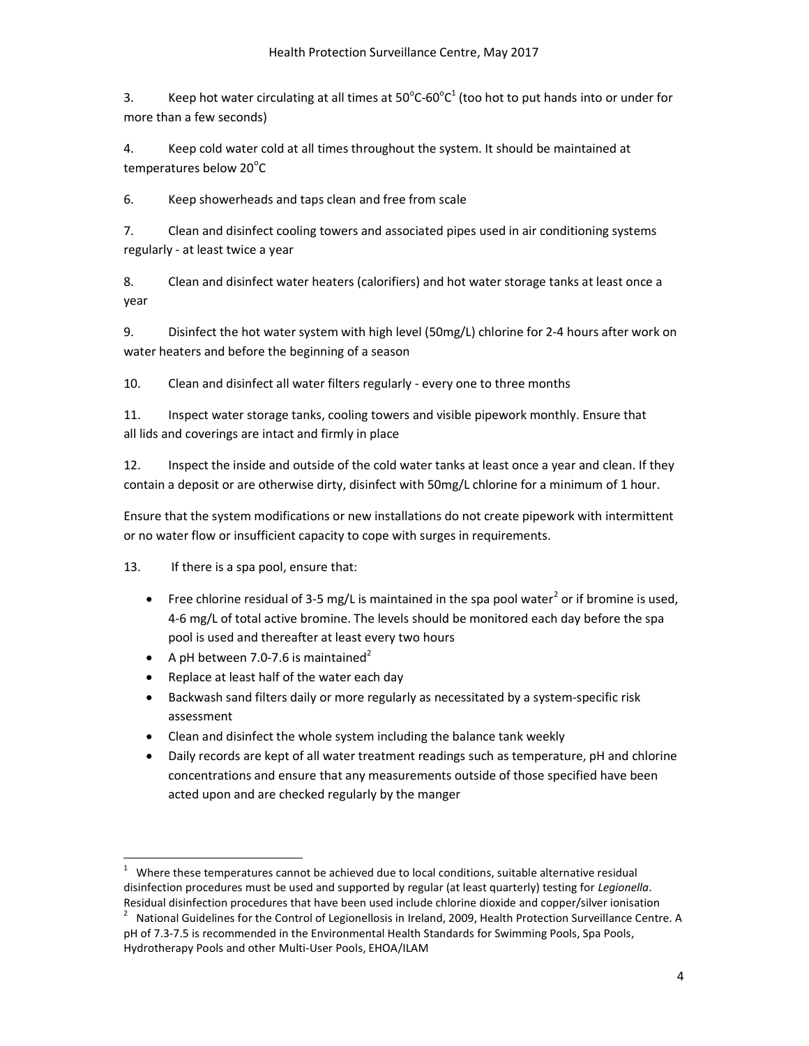3. Keep hot water circulating at all times at 50°C-60°C[1] (too hot to put hands into or under for more than a few seconds)

4. Keep cold water cold at all times throughout the system. It should be maintained at temperatures below 20°C

6. Keep showerheads and taps clean and free from scale

7. Clean and disinfect cooling towers and associated pipes used in air conditioning systems regularly - at least twice a year

8. Clean and disinfect water heaters (calorifiers) and hot water storage tanks at least once a year

9. Disinfect the hot water system with high level (50mg/L) chlorine for 2-4 hours after work on water heaters and before the beginning of a season

10. Clean and disinfect all water filters regularly - every one to three months

11. Inspect water storage tanks, cooling towers and visible pipework monthly. Ensure that all lids and coverings are intact and firmly in place

12. Inspect the inside and outside of the cold water tanks at least once a year and clean. If they contain a deposit or are otherwise dirty, disinfect with 50mg/L chlorine for a minimum of 1 hour.

Ensure that the system modifications or new installations do not create pipework with intermittent or no water flow or insufficient capacity to cope with surges in requirements.

13. If there is a spa pool, ensure that:

- Free chlorine residual of 3-5 mg/L is maintained in the spa pool water[2] or if bromine is used, 4-6 mg/L of total active bromine. The levels should be monitored each day before the spa pool is used and thereafter at least every two hours
- A pH between 7.0-7.6 is maintained[2]
- Replace at least half of the water each day
- Backwash sand filters daily or more regularly as necessitated by a system-specific risk assessment
- Clean and disinfect the whole system including the balance tank weekly
- Daily records are kept of all water treatment readings such as temperature, pH and chlorine concentrations and ensure that any measurements outside of those specified have been acted upon and are checked regularly by the manger

---

[1] Where these temperatures cannot be achieved due to local conditions, suitable alternative residual disinfection procedures must be used and supported by regular (at least quarterly) testing for *Legionella*. Residual disinfection procedures that have been used include chlorine dioxide and copper/silver ionisation

[2] National Guidelines for the Control of Legionellosis in Ireland, 2009, Health Protection Surveillance Centre. A pH of 7.3-7.5 is recommended in the Environmental Health Standards for Swimming Pools, Spa Pools, Hydrotherapy Pools and other Multi-User Pools, EHOA/ILAM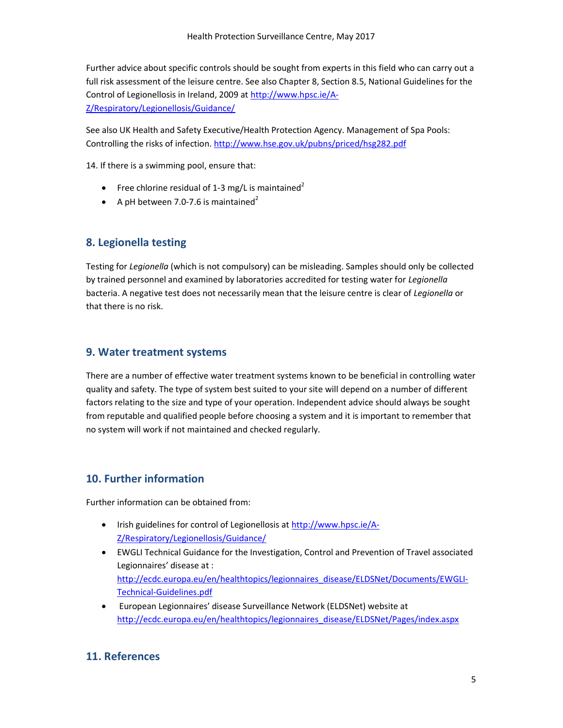Further advice about specific controls should be sought from experts in this field who can carry out a full risk assessment of the leisure centre. See also Chapter 8, Section 8.5, National Guidelines for the Control of Legionellosis in Ireland, 2009 at http://www.hpsc.ie/A-Z/Respiratory/Legionellosis/Guidance/

See also UK Health and Safety Executive/Health Protection Agency. Management of Spa Pools: Controlling the risks of infection. http://www.hse.gov.uk/pubns/priced/hsg282.pdf

14. If there is a swimming pool, ensure that:

- Free chlorine residual of 1-3 mg/L is maintained[2]
- A pH between 7.0-7.6 is maintained[2]

## 8. Legionella testing

Testing for *Legionella* (which is not compulsory) can be misleading. Samples should only be collected by trained personnel and examined by laboratories accredited for testing water for *Legionella* bacteria. A negative test does not necessarily mean that the leisure centre is clear of *Legionella* or that there is no risk.

## 9. Water treatment systems

There are a number of effective water treatment systems known to be beneficial in controlling water quality and safety. The type of system best suited to your site will depend on a number of different factors relating to the size and type of your operation. Independent advice should always be sought from reputable and qualified people before choosing a system and it is important to remember that no system will work if not maintained and checked regularly.

## 10. Further information

Further information can be obtained from:

- Irish guidelines for control of Legionellosis at http://www.hpsc.ie/A-Z/Respiratory/Legionellosis/Guidance/
- EWGLI Technical Guidance for the Investigation, Control and Prevention of Travel associated Legionnaires' disease at : http://ecdc.europa.eu/en/healthtopics/legionnaires_disease/ELDSNet/Documents/EWGLI-Technical-Guidelines.pdf
- European Legionnaires' disease Surveillance Network (ELDSNet) website at http://ecdc.europa.eu/en/healthtopics/legionnaires_disease/ELDSNet/Pages/index.aspx

## 11. References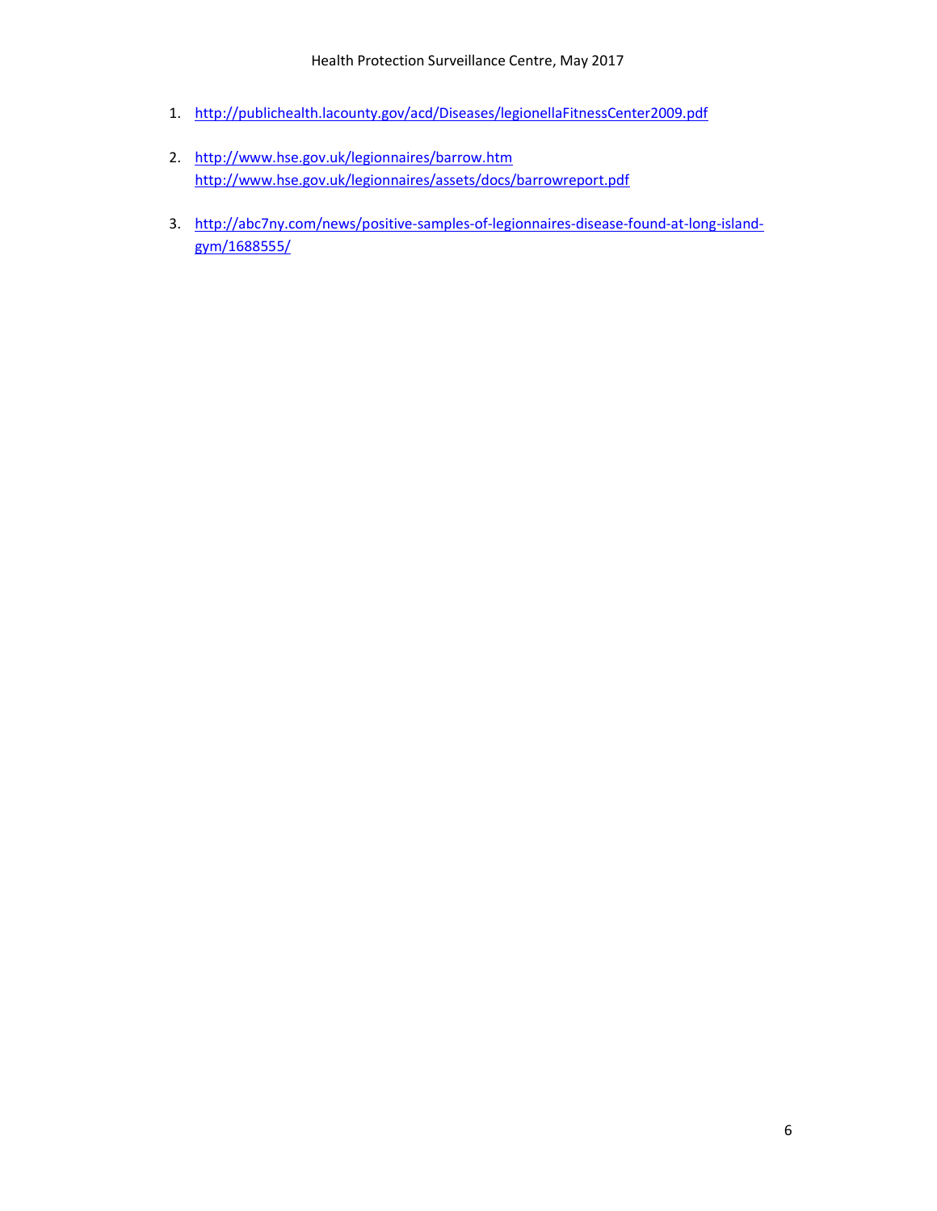1. http://publichealth.lacounty.gov/acd/Diseases/legionellaFitnessCenter2009.pdf

2. http://www.hse.gov.uk/legionnaires/barrow.htm
   http://www.hse.gov.uk/legionnaires/assets/docs/barrowreport.pdf

3. http://abc7ny.com/news/positive-samples-of-legionnaires-disease-found-at-long-island-gym/1688555/